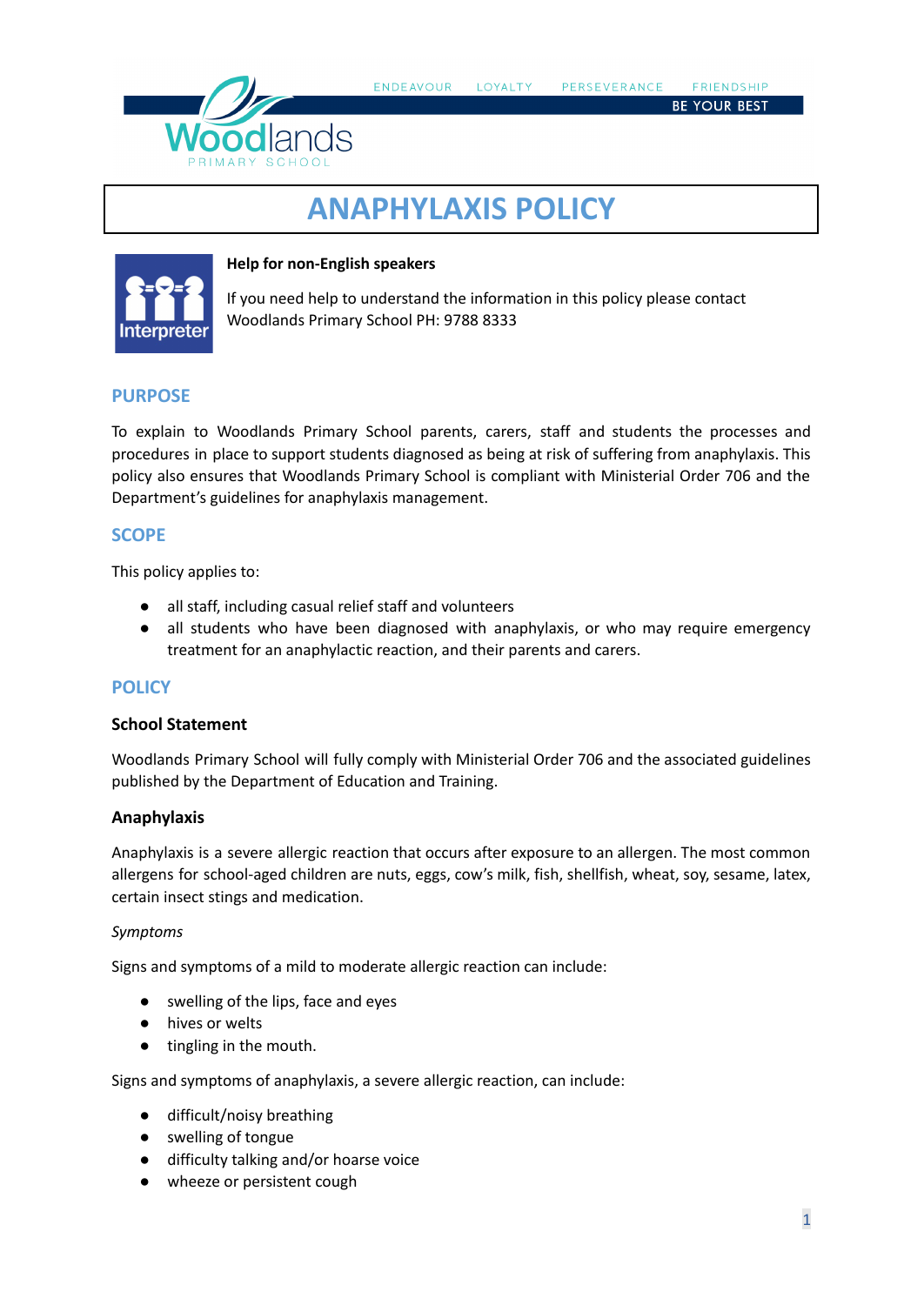# ANAPHYLAXIS POLICY

**Help for non-English speakers**

If you need help to understand the information in this policy please contact Woodlands Primary School PH: 9788 8333

## PURPOSE

To explain to Woodlands Primary School parents, carers, staff and students the processes and procedures in place to support students diagnosed as being at risk of suffering from anaphylaxis. This policy also ensures that Woodlands Primary School is compliant with Ministerial Order 706 and the Department's guidelines for anaphylaxis management.

## SCOPE

This policy applies to:

- all staff, including casual relief staff and volunteers
- all students who have been diagnosed with anaphylaxis, or who may require emergency treatment for an anaphylactic reaction, and their parents and carers.

## POLICY

### School Statement

Woodlands Primary School will fully comply with Ministerial Order 706 and the associated guidelines published by the Department of Education and Training.

### Anaphylaxis

Anaphylaxis is a severe allergic reaction that occurs after exposure to an allergen. The most common allergens for school-aged children are nuts, eggs, cow's milk, fish, shellfish, wheat, soy, sesame, latex, certain insect stings and medication.

*Symptoms*

Signs and symptoms of a mild to moderate allergic reaction can include:

- swelling of the lips, face and eyes
- hives or welts
- tingling in the mouth.

Signs and symptoms of anaphylaxis, a severe allergic reaction, can include:

- difficult/noisy breathing
- swelling of tongue
- difficulty talking and/or hoarse voice
- wheeze or persistent cough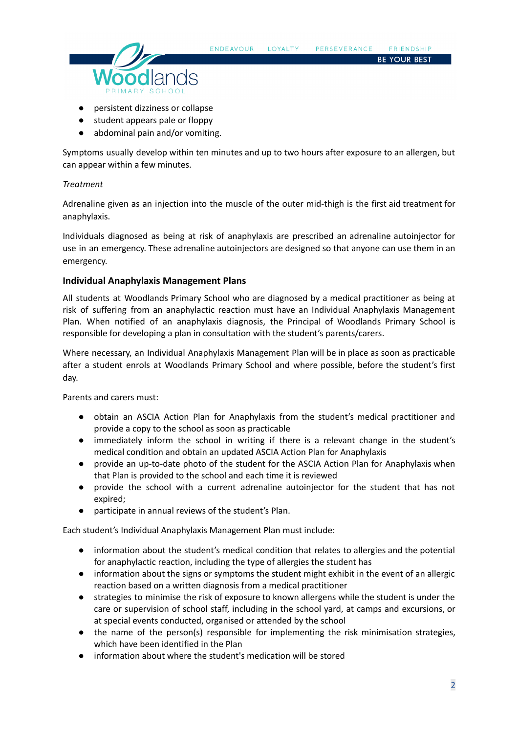- persistent dizziness or collapse
- student appears pale or floppy
- abdominal pain and/or vomiting.

Symptoms usually develop within ten minutes and up to two hours after exposure to an allergen, but can appear within a few minutes.

*Treatment*

Adrenaline given as an injection into the muscle of the outer mid-thigh is the first aid treatment for anaphylaxis.

Individuals diagnosed as being at risk of anaphylaxis are prescribed an adrenaline autoinjector for use in an emergency. These adrenaline autoinjectors are designed so that anyone can use them in an emergency.

### Individual Anaphylaxis Management Plans

All students at Woodlands Primary School who are diagnosed by a medical practitioner as being at risk of suffering from an anaphylactic reaction must have an Individual Anaphylaxis Management Plan. When notified of an anaphylaxis diagnosis, the Principal of Woodlands Primary School is responsible for developing a plan in consultation with the student's parents/carers.

Where necessary, an Individual Anaphylaxis Management Plan will be in place as soon as practicable after a student enrols at Woodlands Primary School and where possible, before the student's first day.

Parents and carers must:

- obtain an ASCIA Action Plan for Anaphylaxis from the student's medical practitioner and provide a copy to the school as soon as practicable
- immediately inform the school in writing if there is a relevant change in the student's medical condition and obtain an updated ASCIA Action Plan for Anaphylaxis
- provide an up-to-date photo of the student for the ASCIA Action Plan for Anaphylaxis when that Plan is provided to the school and each time it is reviewed
- provide the school with a current adrenaline autoinjector for the student that has not expired;
- participate in annual reviews of the student's Plan.

Each student's Individual Anaphylaxis Management Plan must include:

- information about the student's medical condition that relates to allergies and the potential for anaphylactic reaction, including the type of allergies the student has
- information about the signs or symptoms the student might exhibit in the event of an allergic reaction based on a written diagnosis from a medical practitioner
- strategies to minimise the risk of exposure to known allergens while the student is under the care or supervision of school staff, including in the school yard, at camps and excursions, or at special events conducted, organised or attended by the school
- the name of the person(s) responsible for implementing the risk minimisation strategies, which have been identified in the Plan
- information about where the student's medication will be stored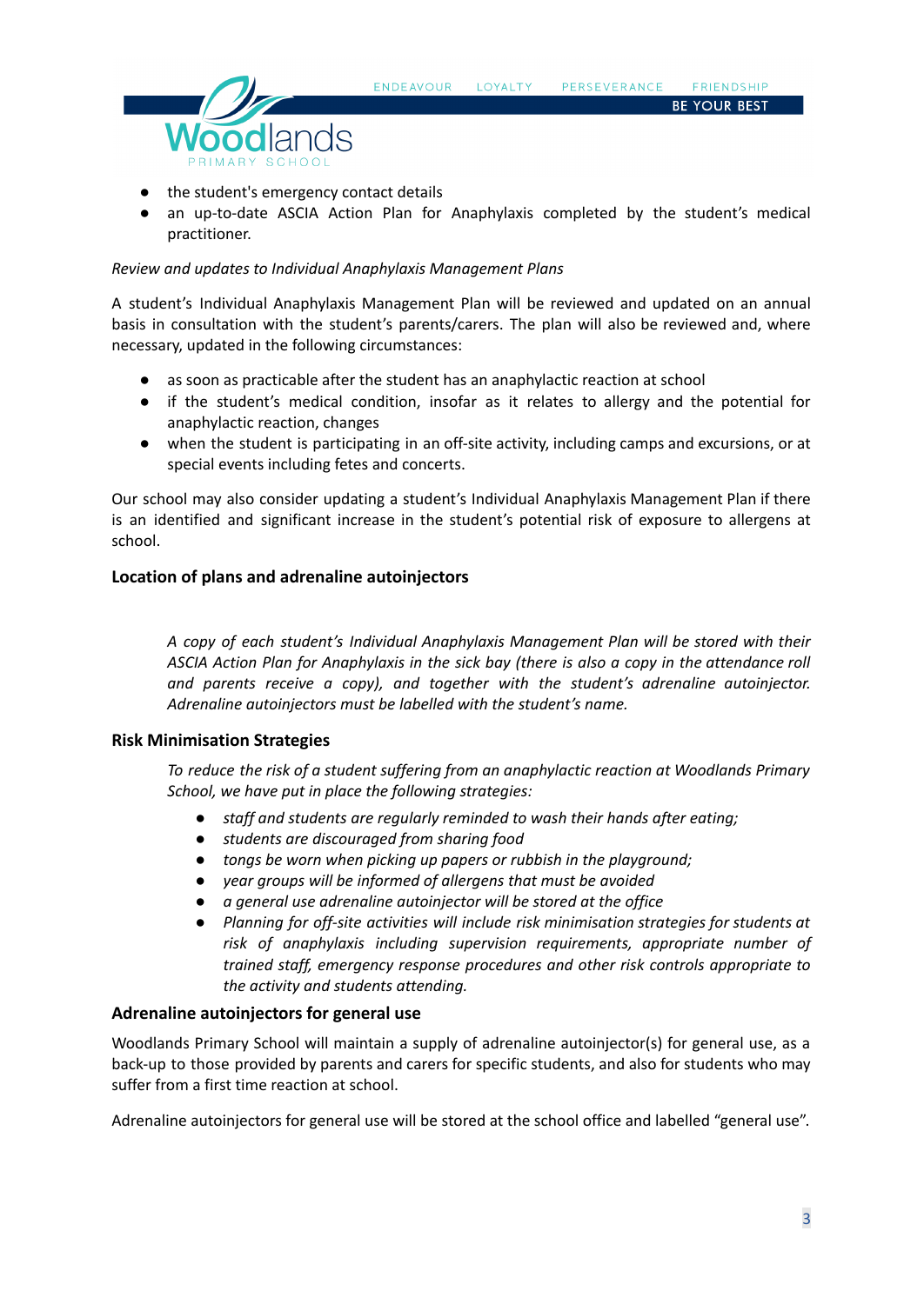- the student's emergency contact details
- an up-to-date ASCIA Action Plan for Anaphylaxis completed by the student's medical practitioner.

*Review and updates to Individual Anaphylaxis Management Plans*

A student's Individual Anaphylaxis Management Plan will be reviewed and updated on an annual basis in consultation with the student's parents/carers. The plan will also be reviewed and, where necessary, updated in the following circumstances:

- as soon as practicable after the student has an anaphylactic reaction at school
- if the student's medical condition, insofar as it relates to allergy and the potential for anaphylactic reaction, changes
- when the student is participating in an off-site activity, including camps and excursions, or at special events including fetes and concerts.

Our school may also consider updating a student's Individual Anaphylaxis Management Plan if there is an identified and significant increase in the student's potential risk of exposure to allergens at school.

**Location of plans and adrenaline autoinjectors**

*A copy of each student's Individual Anaphylaxis Management Plan will be stored with their ASCIA Action Plan for Anaphylaxis in the sick bay (there is also a copy in the attendance roll and parents receive a copy), and together with the student's adrenaline autoinjector. Adrenaline autoinjectors must be labelled with the student's name.*

**Risk Minimisation Strategies**

*To reduce the risk of a student suffering from an anaphylactic reaction at Woodlands Primary School, we have put in place the following strategies:*

- *staff and students are regularly reminded to wash their hands after eating;*
- *students are discouraged from sharing food*
- *tongs be worn when picking up papers or rubbish in the playground;*
- *year groups will be informed of allergens that must be avoided*
- *a general use adrenaline autoinjector will be stored at the office*
- *Planning for off-site activities will include risk minimisation strategies for students at risk of anaphylaxis including supervision requirements, appropriate number of trained staff, emergency response procedures and other risk controls appropriate to the activity and students attending.*

**Adrenaline autoinjectors for general use**

Woodlands Primary School will maintain a supply of adrenaline autoinjector(s) for general use, as a back-up to those provided by parents and carers for specific students, and also for students who may suffer from a first time reaction at school.

Adrenaline autoinjectors for general use will be stored at the school office and labelled "general use".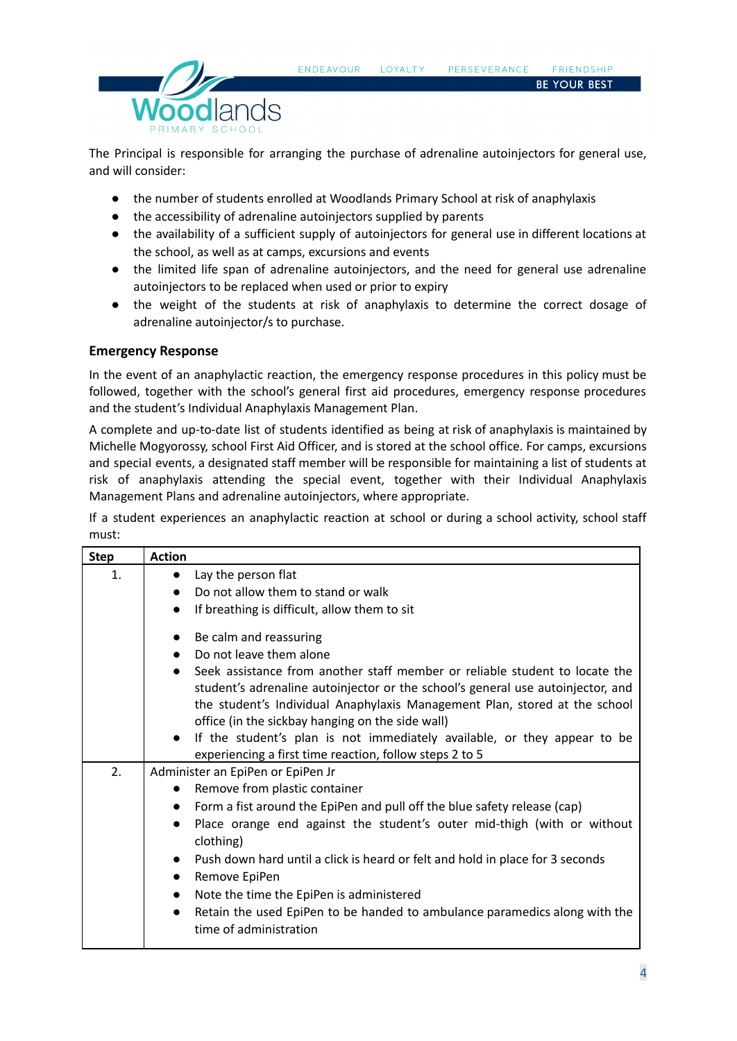The Principal is responsible for arranging the purchase of adrenaline autoinjectors for general use, and will consider:

- the number of students enrolled at Woodlands Primary School at risk of anaphylaxis
- the accessibility of adrenaline autoinjectors supplied by parents
- the availability of a sufficient supply of autoinjectors for general use in different locations at the school, as well as at camps, excursions and events
- the limited life span of adrenaline autoinjectors, and the need for general use adrenaline autoinjectors to be replaced when used or prior to expiry
- the weight of the students at risk of anaphylaxis to determine the correct dosage of adrenaline autoinjector/s to purchase.

### Emergency Response

In the event of an anaphylactic reaction, the emergency response procedures in this policy must be followed, together with the school's general first aid procedures, emergency response procedures and the student's Individual Anaphylaxis Management Plan.

A complete and up-to-date list of students identified as being at risk of anaphylaxis is maintained by Michelle Mogyorossy, school First Aid Officer, and is stored at the school office. For camps, excursions and special events, a designated staff member will be responsible for maintaining a list of students at risk of anaphylaxis attending the special event, together with their Individual Anaphylaxis Management Plans and adrenaline autoinjectors, where appropriate.

If a student experiences an anaphylactic reaction at school or during a school activity, school staff must:

| Step | Action |
|---|---|
| 1. | • Lay the person flat<br>• Do not allow them to stand or walk<br>• If breathing is difficult, allow them to sit<br><br>• Be calm and reassuring<br>• Do not leave them alone<br>• Seek assistance from another staff member or reliable student to locate the student's adrenaline autoinjector or the school's general use autoinjector, and the student's Individual Anaphylaxis Management Plan, stored at the school office (in the sickbay hanging on the side wall)<br>• If the student's plan is not immediately available, or they appear to be experiencing a first time reaction, follow steps 2 to 5 |
| 2. | Administer an EpiPen or EpiPen Jr<br>• Remove from plastic container<br>• Form a fist around the EpiPen and pull off the blue safety release (cap)<br>• Place orange end against the student's outer mid-thigh (with or without clothing)<br>• Push down hard until a click is heard or felt and hold in place for 3 seconds<br>• Remove EpiPen<br>• Note the time the EpiPen is administered<br>• Retain the used EpiPen to be handed to ambulance paramedics along with the time of administration |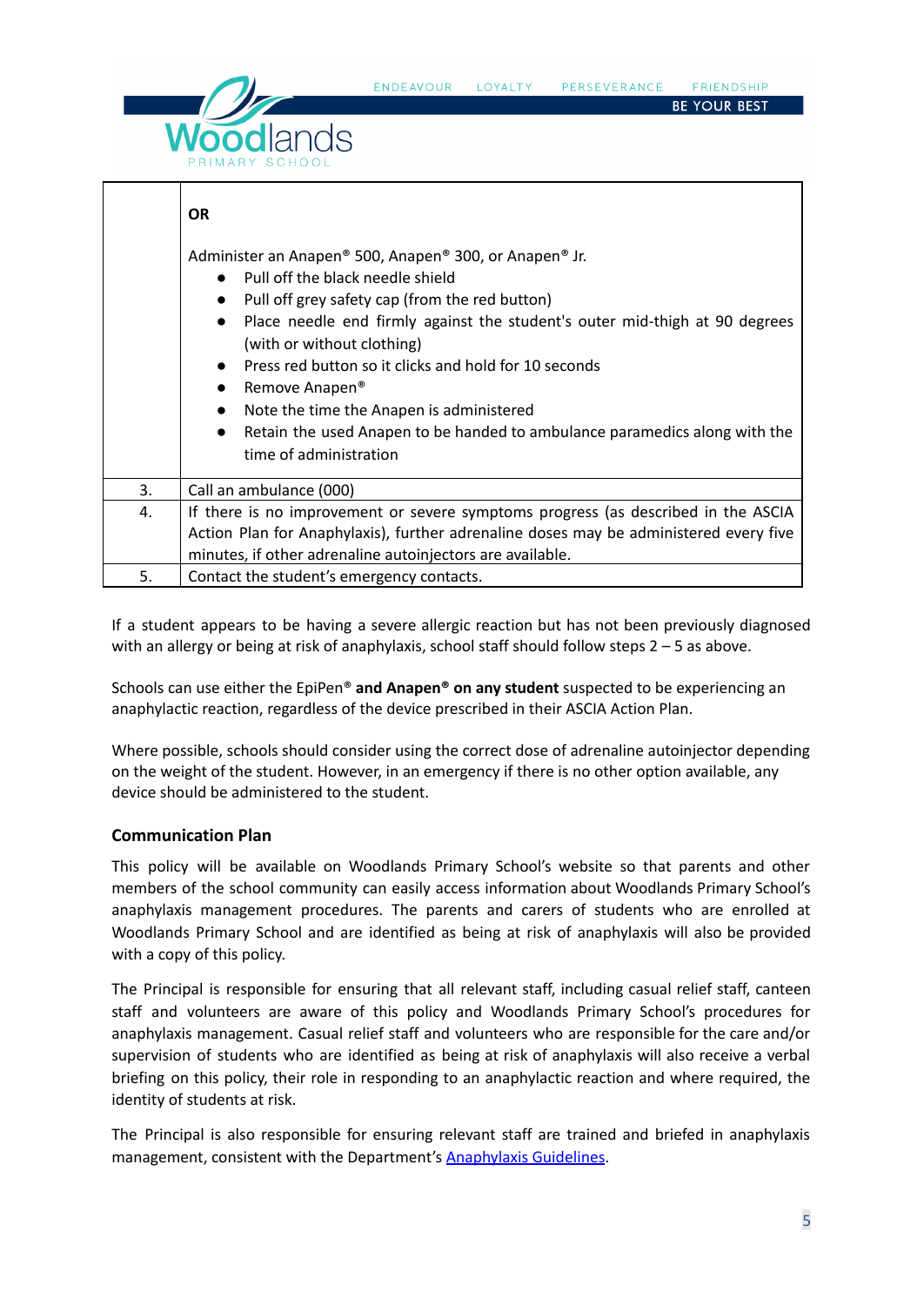|  |  |
|---|---|
|  | **OR**<br><br>Administer an Anapen® 500, Anapen® 300, or Anapen® Jr.<br>● Pull off the black needle shield<br>● Pull off grey safety cap (from the red button)<br>● Place needle end firmly against the student's outer mid-thigh at 90 degrees (with or without clothing)<br>● Press red button so it clicks and hold for 10 seconds<br>● Remove Anapen®<br>● Note the time the Anapen is administered<br>● Retain the used Anapen to be handed to ambulance paramedics along with the time of administration |
| 3. | Call an ambulance (000) |
| 4. | If there is no improvement or severe symptoms progress (as described in the ASCIA Action Plan for Anaphylaxis), further adrenaline doses may be administered every five minutes, if other adrenaline autoinjectors are available. |
| 5. | Contact the student's emergency contacts. |

If a student appears to be having a severe allergic reaction but has not been previously diagnosed with an allergy or being at risk of anaphylaxis, school staff should follow steps 2 – 5 as above.

Schools can use either the EpiPen® **and Anapen® on any student** suspected to be experiencing an anaphylactic reaction, regardless of the device prescribed in their ASCIA Action Plan.

Where possible, schools should consider using the correct dose of adrenaline autoinjector depending on the weight of the student. However, in an emergency if there is no other option available, any device should be administered to the student.

### Communication Plan

This policy will be available on Woodlands Primary School's website so that parents and other members of the school community can easily access information about Woodlands Primary School's anaphylaxis management procedures. The parents and carers of students who are enrolled at Woodlands Primary School and are identified as being at risk of anaphylaxis will also be provided with a copy of this policy.

The Principal is responsible for ensuring that all relevant staff, including casual relief staff, canteen staff and volunteers are aware of this policy and Woodlands Primary School's procedures for anaphylaxis management. Casual relief staff and volunteers who are responsible for the care and/or supervision of students who are identified as being at risk of anaphylaxis will also receive a verbal briefing on this policy, their role in responding to an anaphylactic reaction and where required, the identity of students at risk.

The Principal is also responsible for ensuring relevant staff are trained and briefed in anaphylaxis management, consistent with the Department's [Anaphylaxis Guidelines](#).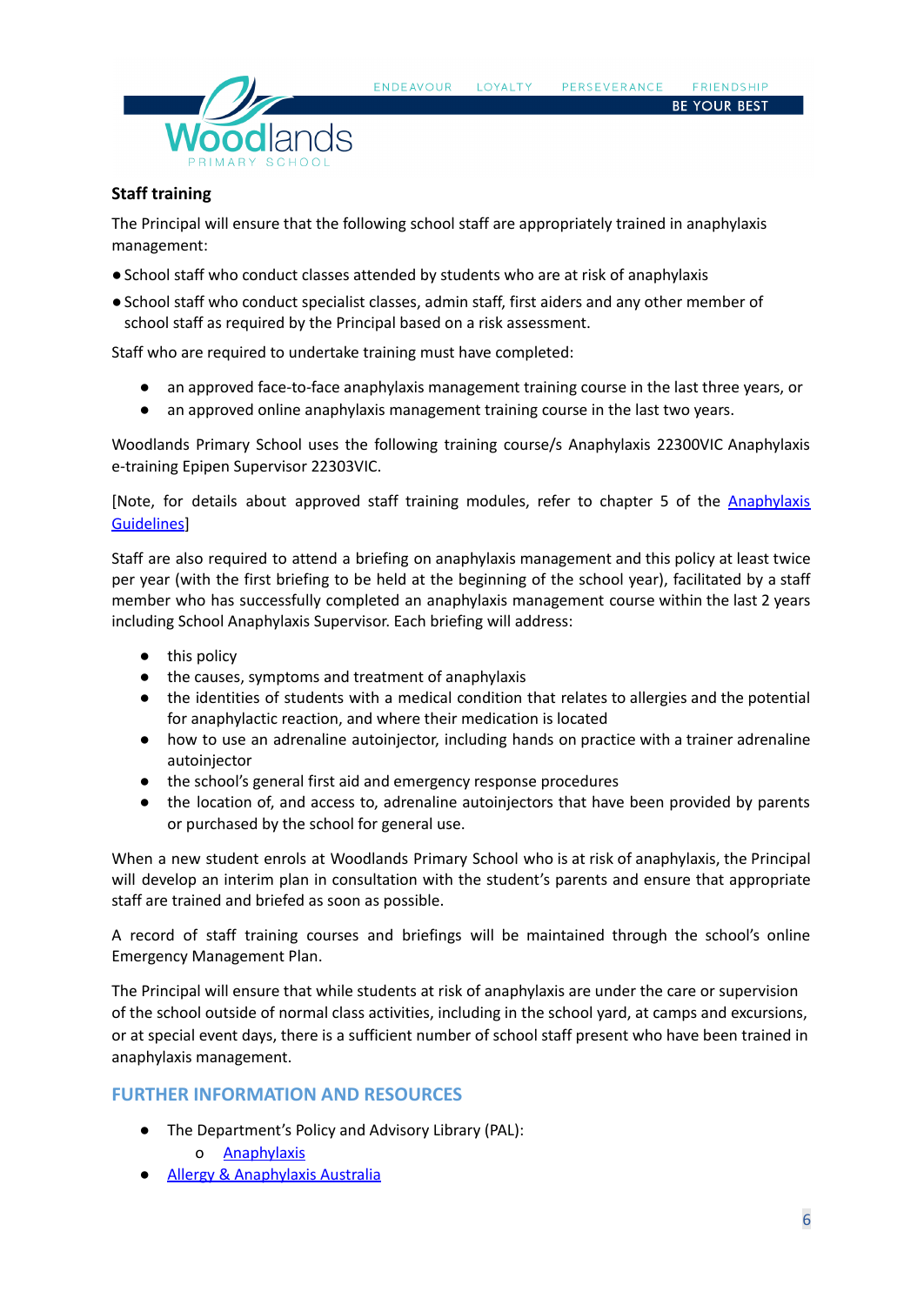**Staff training**

The Principal will ensure that the following school staff are appropriately trained in anaphylaxis management:

- School staff who conduct classes attended by students who are at risk of anaphylaxis
- School staff who conduct specialist classes, admin staff, first aiders and any other member of school staff as required by the Principal based on a risk assessment.

Staff who are required to undertake training must have completed:

- an approved face-to-face anaphylaxis management training course in the last three years, or
- an approved online anaphylaxis management training course in the last two years.

Woodlands Primary School uses the following training course/s Anaphylaxis 22300VIC Anaphylaxis e-training Epipen Supervisor 22303VIC.

[Note, for details about approved staff training modules, refer to chapter 5 of the Anaphylaxis Guidelines]

Staff are also required to attend a briefing on anaphylaxis management and this policy at least twice per year (with the first briefing to be held at the beginning of the school year), facilitated by a staff member who has successfully completed an anaphylaxis management course within the last 2 years including School Anaphylaxis Supervisor. Each briefing will address:

- this policy
- the causes, symptoms and treatment of anaphylaxis
- the identities of students with a medical condition that relates to allergies and the potential for anaphylactic reaction, and where their medication is located
- how to use an adrenaline autoinjector, including hands on practice with a trainer adrenaline autoinjector
- the school's general first aid and emergency response procedures
- the location of, and access to, adrenaline autoinjectors that have been provided by parents or purchased by the school for general use.

When a new student enrols at Woodlands Primary School who is at risk of anaphylaxis, the Principal will develop an interim plan in consultation with the student's parents and ensure that appropriate staff are trained and briefed as soon as possible.

A record of staff training courses and briefings will be maintained through the school's online Emergency Management Plan.

The Principal will ensure that while students at risk of anaphylaxis are under the care or supervision of the school outside of normal class activities, including in the school yard, at camps and excursions, or at special event days, there is a sufficient number of school staff present who have been trained in anaphylaxis management.

## FURTHER INFORMATION AND RESOURCES

- The Department's Policy and Advisory Library (PAL):
  - Anaphylaxis
- Allergy & Anaphylaxis Australia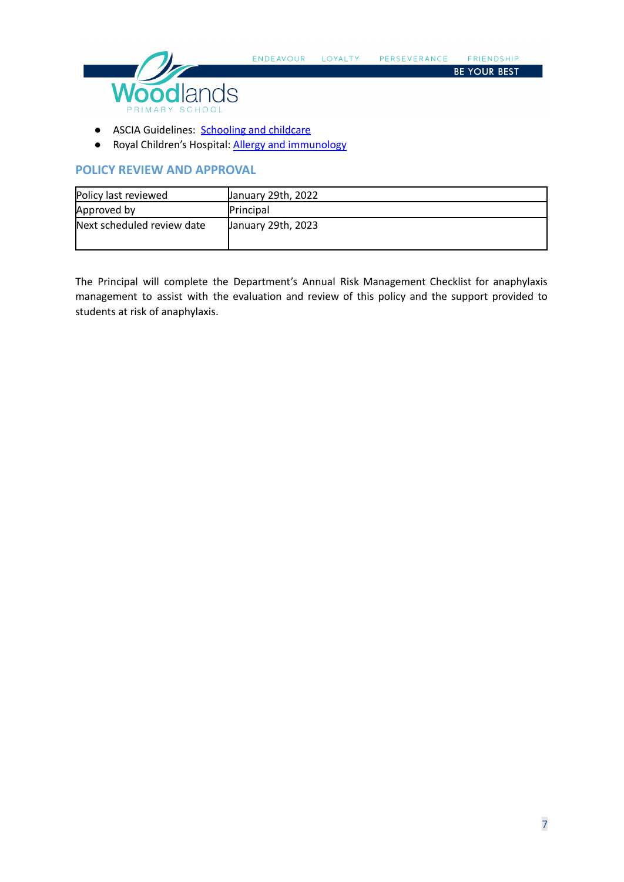- ASCIA Guidelines: [Schooling and childcare]
- Royal Children's Hospital: [Allergy and immunology]

## POLICY REVIEW AND APPROVAL

| | |
|---|---|
| Policy last reviewed | January 29th, 2022 |
| Approved by | Principal |
| Next scheduled review date | January 29th, 2023 |

The Principal will complete the Department's Annual Risk Management Checklist for anaphylaxis management to assist with the evaluation and review of this policy and the support provided to students at risk of anaphylaxis.